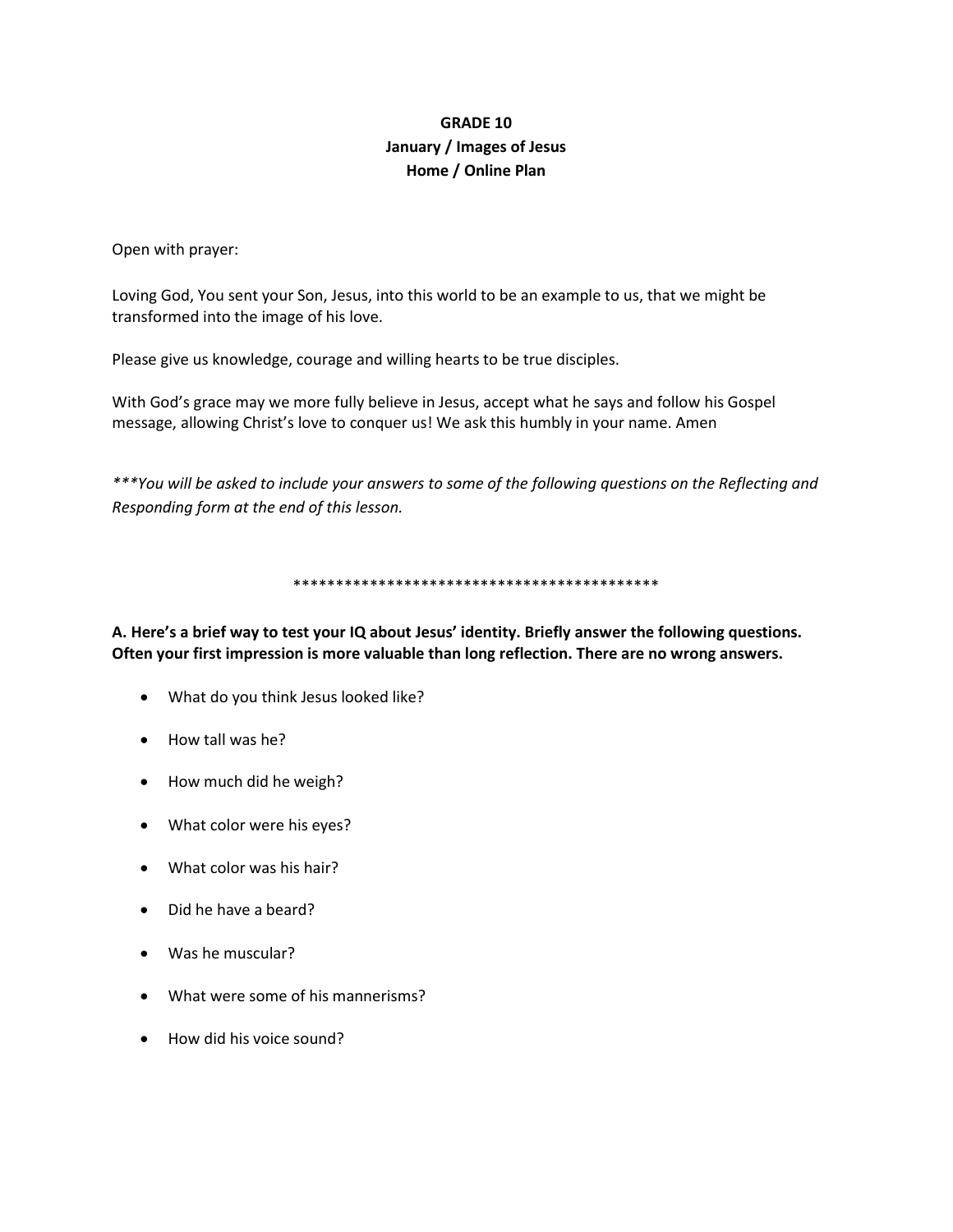**GRADE 10**
**January / Images of Jesus**
**Home / Online Plan**

Open with prayer:

Loving God, You sent your Son, Jesus, into this world to be an example to us, that we might be transformed into the image of his love.

Please give us knowledge, courage and willing hearts to be true disciples.

With God's grace may we more fully believe in Jesus, accept what he says and follow his Gospel message, allowing Christ's love to conquer us! We ask this humbly in your name. Amen

*\*\*\*You will be asked to include your answers to some of the following questions on the Reflecting and Responding form at the end of this lesson.*

\*\*\*\*\*\*\*\*\*\*\*\*\*\*\*\*\*\*\*\*\*\*\*\*\*\*\*\*\*\*\*\*\*\*\*\*\*\*\*\*\*\*\*\*

**A. Here's a brief way to test your IQ about Jesus' identity. Briefly answer the following questions. Often your first impression is more valuable than long reflection. There are no wrong answers.**

- What do you think Jesus looked like?
- How tall was he?
- How much did he weigh?
- What color were his eyes?
- What color was his hair?
- Did he have a beard?
- Was he muscular?
- What were some of his mannerisms?
- How did his voice sound?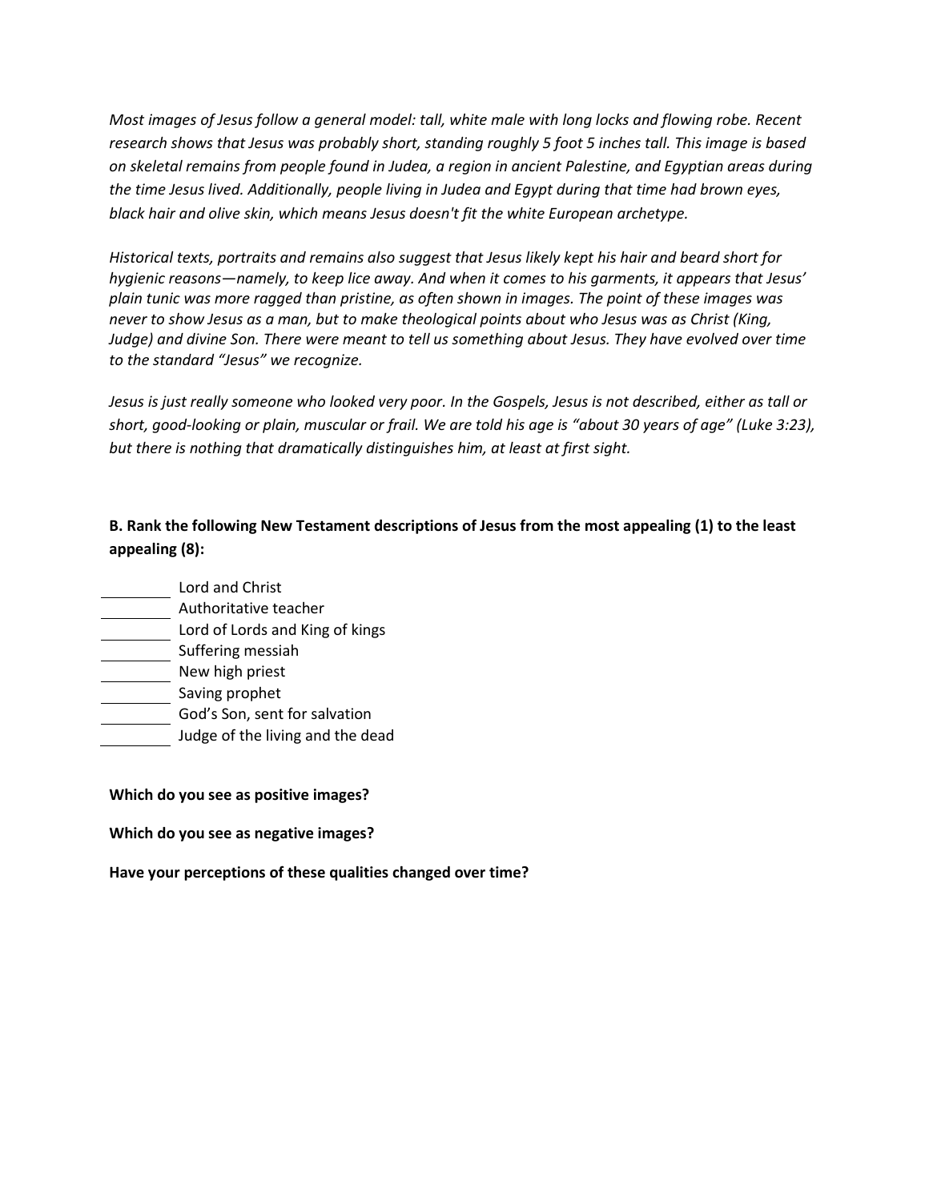*Most images of Jesus follow a general model: tall, white male with long locks and flowing robe. Recent research shows that Jesus was probably short, standing roughly 5 foot 5 inches tall. This image is based on skeletal remains from people found in Judea, a region in ancient Palestine, and Egyptian areas during the time Jesus lived. Additionally, people living in Judea and Egypt during that time had brown eyes, black hair and olive skin, which means Jesus doesn't fit the white European archetype.*

*Historical texts, portraits and remains also suggest that Jesus likely kept his hair and beard short for hygienic reasons—namely, to keep lice away. And when it comes to his garments, it appears that Jesus' plain tunic was more ragged than pristine, as often shown in images. The point of these images was never to show Jesus as a man, but to make theological points about who Jesus was as Christ (King, Judge) and divine Son. There were meant to tell us something about Jesus. They have evolved over time to the standard "Jesus" we recognize.*

*Jesus is just really someone who looked very poor. In the Gospels, Jesus is not described, either as tall or short, good-looking or plain, muscular or frail. We are told his age is "about 30 years of age" (Luke 3:23), but there is nothing that dramatically distinguishes him, at least at first sight.*

**B. Rank the following New Testament descriptions of Jesus from the most appealing (1) to the least appealing (8):**

_________ Lord and Christ
_________ Authoritative teacher
_________ Lord of Lords and King of kings
_________ Suffering messiah
_________ New high priest
_________ Saving prophet
_________ God's Son, sent for salvation
_________ Judge of the living and the dead

**Which do you see as positive images?**

**Which do you see as negative images?**

**Have your perceptions of these qualities changed over time?**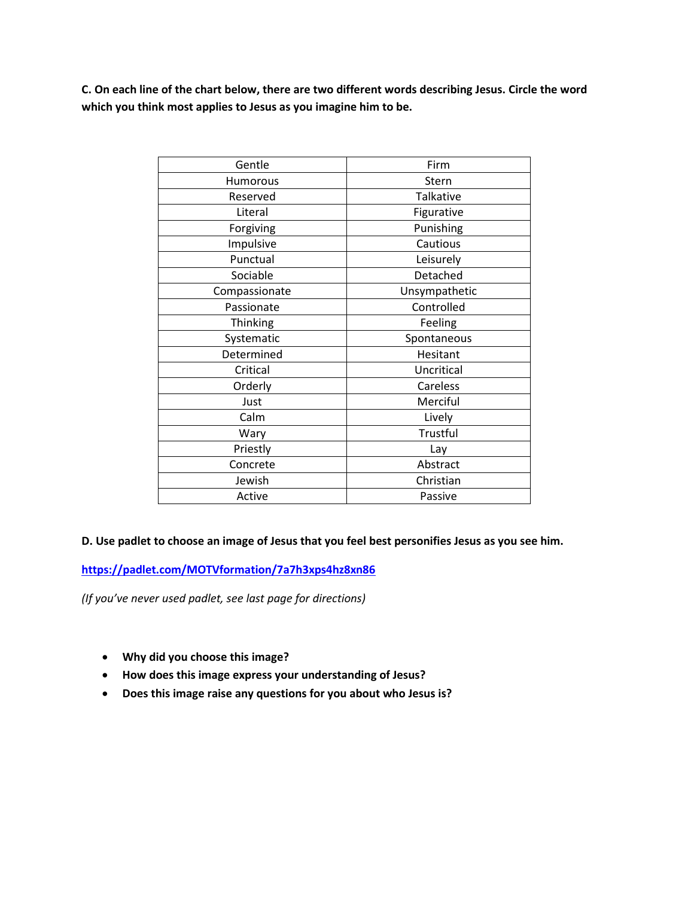**C. On each line of the chart below, there are two different words describing Jesus. Circle the word which you think most applies to Jesus as you imagine him to be.**

| | |
|---|---|
| Gentle | Firm |
| Humorous | Stern |
| Reserved | Talkative |
| Literal | Figurative |
| Forgiving | Punishing |
| Impulsive | Cautious |
| Punctual | Leisurely |
| Sociable | Detached |
| Compassionate | Unsympathetic |
| Passionate | Controlled |
| Thinking | Feeling |
| Systematic | Spontaneous |
| Determined | Hesitant |
| Critical | Uncritical |
| Orderly | Careless |
| Just | Merciful |
| Calm | Lively |
| Wary | Trustful |
| Priestly | Lay |
| Concrete | Abstract |
| Jewish | Christian |
| Active | Passive |

**D. Use padlet to choose an image of Jesus that you feel best personifies Jesus as you see him.**

**https://padlet.com/MOTVformation/7a7h3xps4hz8xn86**

*(If you've never used padlet, see last page for directions)*

- **Why did you choose this image?**
- **How does this image express your understanding of Jesus?**
- **Does this image raise any questions for you about who Jesus is?**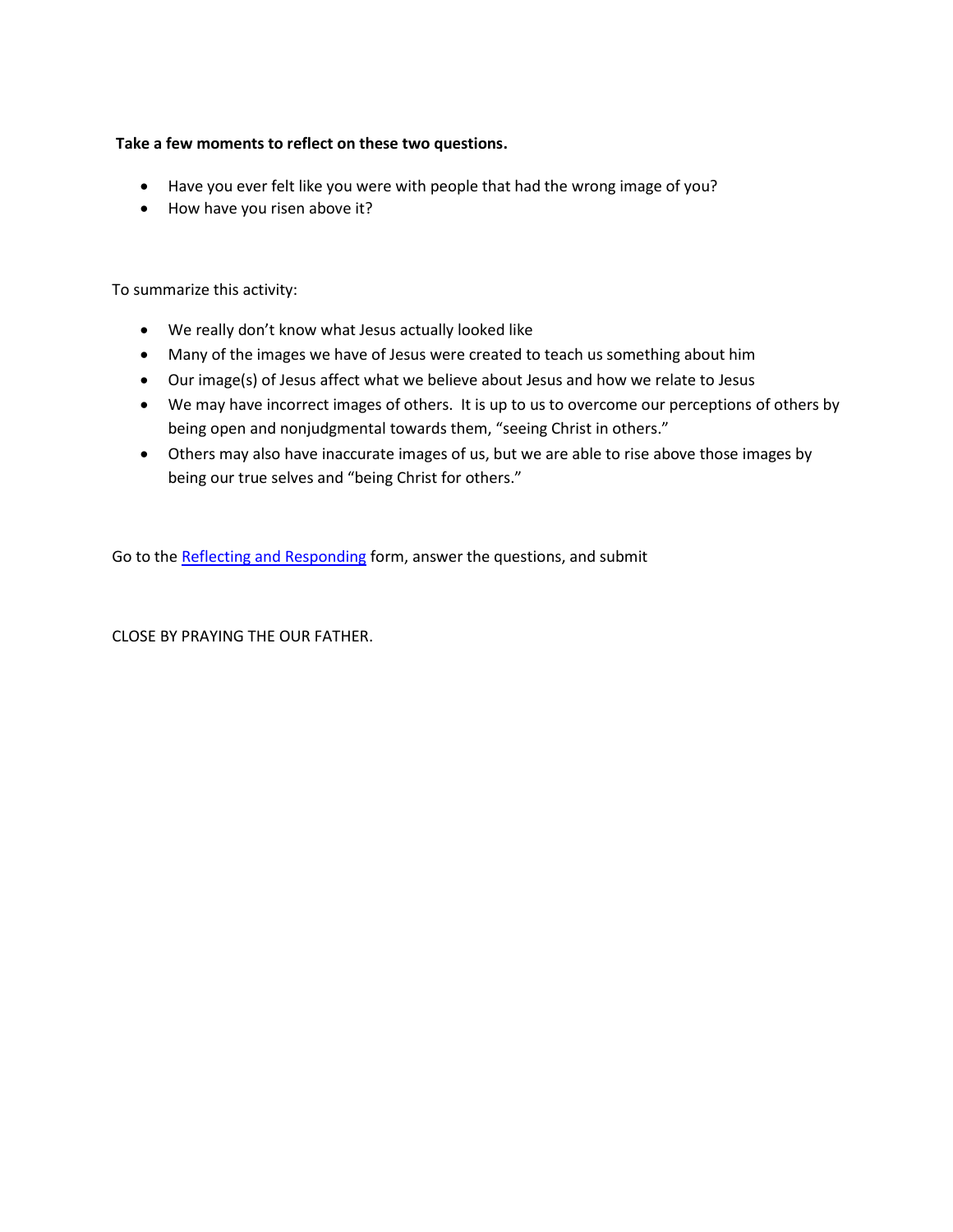**Take a few moments to reflect on these two questions.**

- Have you ever felt like you were with people that had the wrong image of you?
- How have you risen above it?

To summarize this activity:

- We really don't know what Jesus actually looked like
- Many of the images we have of Jesus were created to teach us something about him
- Our image(s) of Jesus affect what we believe about Jesus and how we relate to Jesus
- We may have incorrect images of others. It is up to us to overcome our perceptions of others by being open and nonjudgmental towards them, "seeing Christ in others."
- Others may also have inaccurate images of us, but we are able to rise above those images by being our true selves and "being Christ for others."

Go to the Reflecting and Responding form, answer the questions, and submit

CLOSE BY PRAYING THE OUR FATHER.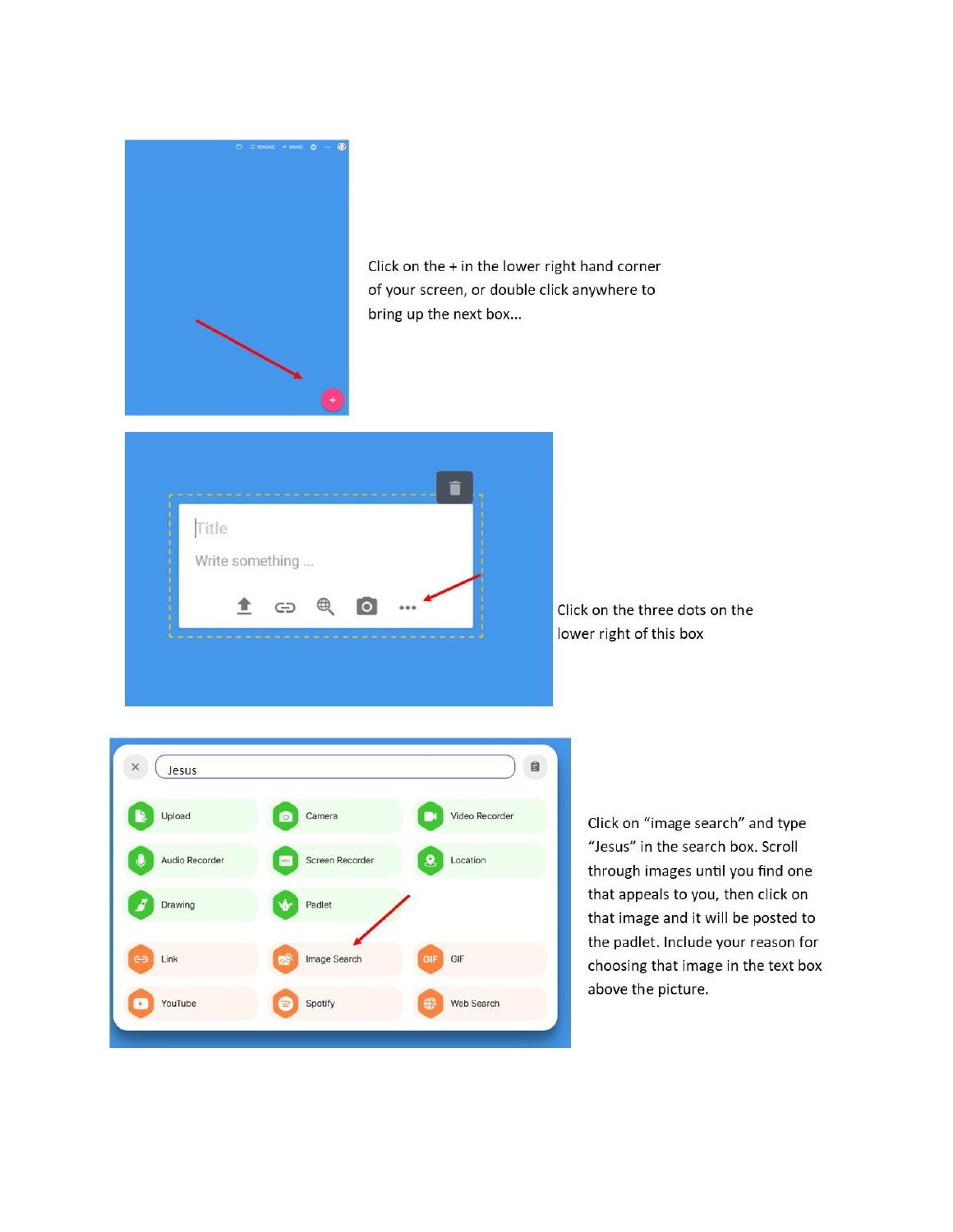Click on the + in the lower right hand corner of your screen, or double click anywhere to bring up the next box...

Click on the three dots on the lower right of this box

Click on "image search" and type "Jesus" in the search box. Scroll through images until you find one that appeals to you, then click on that image and it will be posted to the padlet. Include your reason for choosing that image in the text box above the picture.